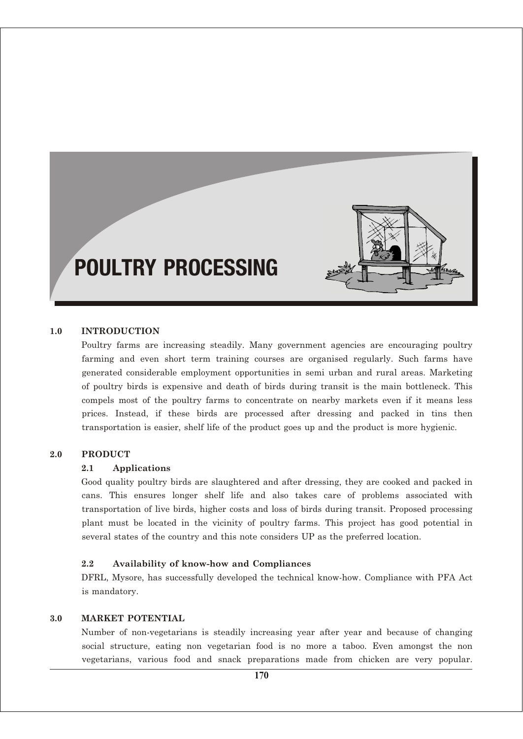# POULTRY PROCESSING

## 1.0 INTRODUCTION

Poultry farms are increasing steadily. Many government agencies are encouraging poultry farming and even short term training courses are organised regularly. Such farms have generated considerable employment opportunities in semi urban and rural areas. Marketing of poultry birds is expensive and death of birds during transit is the main bottleneck. This compels most of the poultry farms to concentrate on nearby markets even if it means less prices. Instead, if these birds are processed after dressing and packed in tins then transportation is easier, shelf life of the product goes up and the product is more hygienic.

## 2.0 PRODUCT

### 2.1 Applications

Good quality poultry birds are slaughtered and after dressing, they are cooked and packed in cans. This ensures longer shelf life and also takes care of problems associated with transportation of live birds, higher costs and loss of birds during transit. Proposed processing plant must be located in the vicinity of poultry farms. This project has good potential in several states of the country and this note considers UP as the preferred location.

### 2.2 Availability of know-how and Compliances

DFRL, Mysore, has successfully developed the technical know-how. Compliance with PFA Act is mandatory.

## 3.0 MARKET POTENTIAL

Number of non-vegetarians is steadily increasing year after year and because of changing social structure, eating non vegetarian food is no more a taboo. Even amongst the non vegetarians, various food and snack preparations made from chicken are very popular.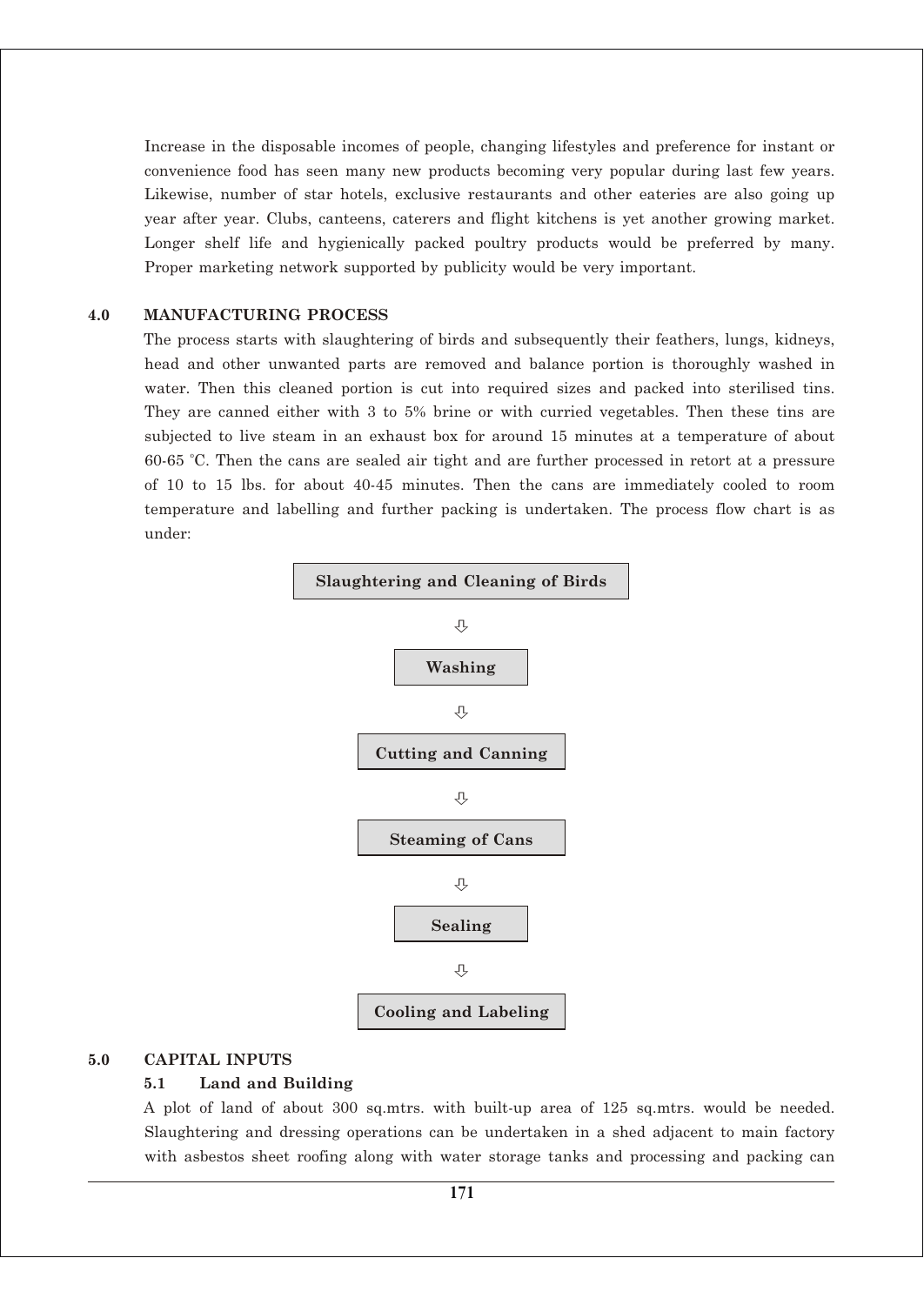Increase in the disposable incomes of people, changing lifestyles and preference for instant or convenience food has seen many new products becoming very popular during last few years. Likewise, number of star hotels, exclusive restaurants and other eateries are also going up year after year. Clubs, canteens, caterers and flight kitchens is yet another growing market. Longer shelf life and hygienically packed poultry products would be preferred by many. Proper marketing network supported by publicity would be very important.

## 4.0 MANUFACTURING PROCESS

The process starts with slaughtering of birds and subsequently their feathers, lungs, kidneys, head and other unwanted parts are removed and balance portion is thoroughly washed in water. Then this cleaned portion is cut into required sizes and packed into sterilised tins. They are canned either with 3 to 5% brine or with curried vegetables. Then these tins are subjected to live steam in an exhaust box for around 15 minutes at a temperature of about 60-65 °C. Then the cans are sealed air tight and are further processed in retort at a pressure of 10 to 15 lbs. for about 40-45 minutes. Then the cans are immediately cooled to room temperature and labelling and further packing is undertaken. The process flow chart is as under:

**Slaughtering and Cleaning of Birds**

⇩

**Washing**

⇩

**Cutting and Canning**

⇩

**Steaming of Cans**

⇩

**Sealing**

⇩

**Cooling and Labeling**

## 5.0 CAPITAL INPUTS

### 5.1 Land and Building

A plot of land of about 300 sq.mtrs. with built-up area of 125 sq.mtrs. would be needed. Slaughtering and dressing operations can be undertaken in a shed adjacent to main factory with asbestos sheet roofing along with water storage tanks and processing and packing can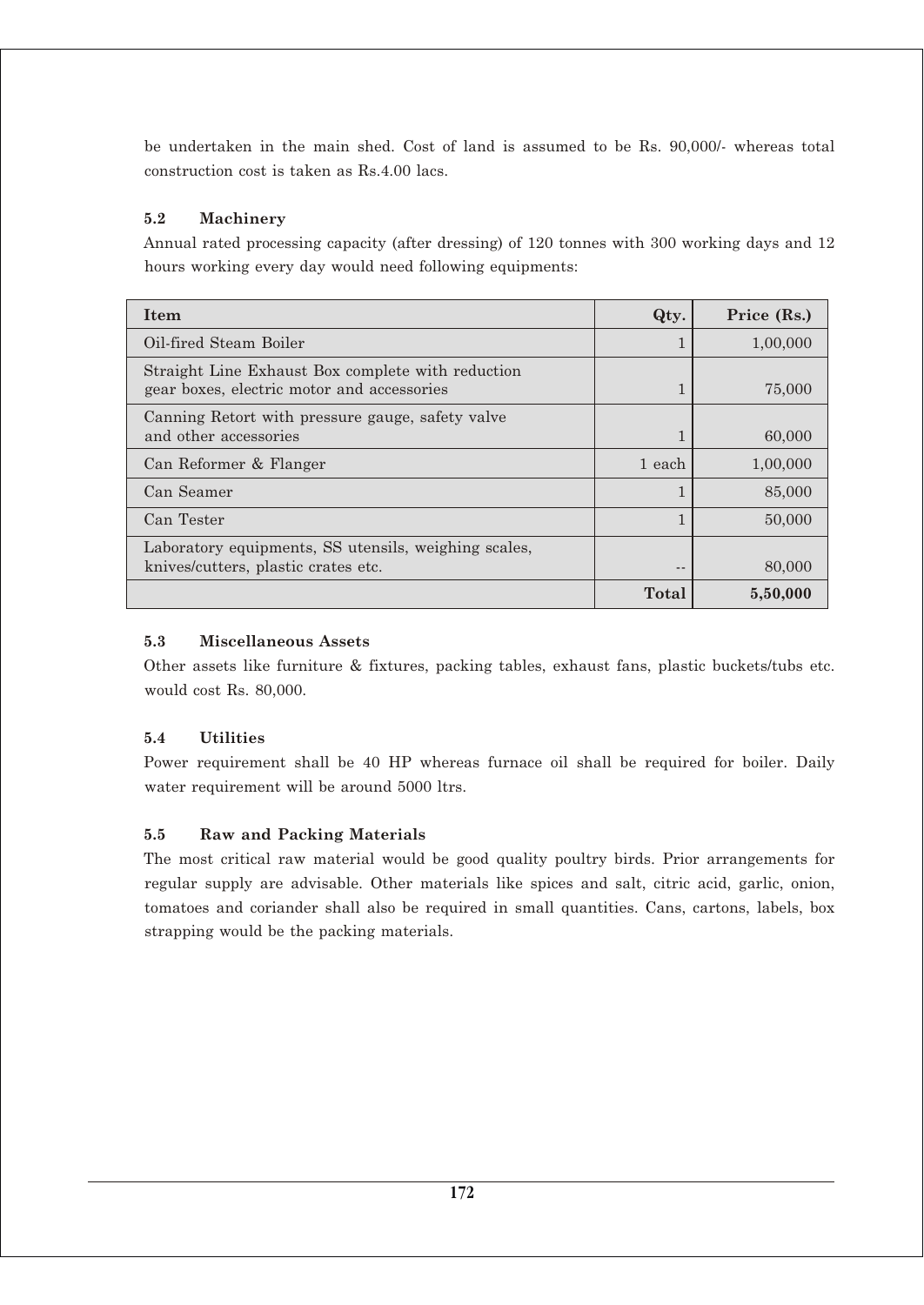be undertaken in the main shed. Cost of land is assumed to be Rs. 90,000/- whereas total construction cost is taken as Rs.4.00 lacs.

### 5.2 Machinery

Annual rated processing capacity (after dressing) of 120 tonnes with 300 working days and 12 hours working every day would need following equipments:

| Item | Qty. | Price (Rs.) |
|---|---|---|
| Oil-fired Steam Boiler | 1 | 1,00,000 |
| Straight Line Exhaust Box complete with reduction gear boxes, electric motor and accessories | 1 | 75,000 |
| Canning Retort with pressure gauge, safety valve and other accessories | 1 | 60,000 |
| Can Reformer & Flanger | 1 each | 1,00,000 |
| Can Seamer | 1 | 85,000 |
| Can Tester | 1 | 50,000 |
| Laboratory equipments, SS utensils, weighing scales, knives/cutters, plastic crates etc. | -- | 80,000 |
| | **Total** | **5,50,000** |

### 5.3 Miscellaneous Assets

Other assets like furniture & fixtures, packing tables, exhaust fans, plastic buckets/tubs etc. would cost Rs. 80,000.

### 5.4 Utilities

Power requirement shall be 40 HP whereas furnace oil shall be required for boiler. Daily water requirement will be around 5000 ltrs.

### 5.5 Raw and Packing Materials

The most critical raw material would be good quality poultry birds. Prior arrangements for regular supply are advisable. Other materials like spices and salt, citric acid, garlic, onion, tomatoes and coriander shall also be required in small quantities. Cans, cartons, labels, box strapping would be the packing materials.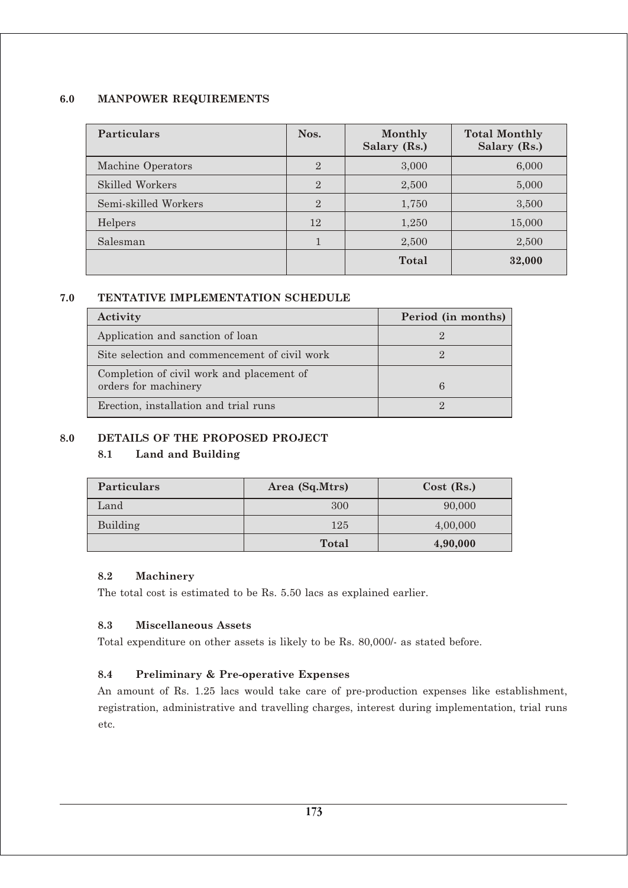## 6.0 MANPOWER REQUIREMENTS

| Particulars | Nos. | Monthly Salary (Rs.) | Total Monthly Salary (Rs.) |
|---|---|---|---|
| Machine Operators | 2 | 3,000 | 6,000 |
| Skilled Workers | 2 | 2,500 | 5,000 |
| Semi-skilled Workers | 2 | 1,750 | 3,500 |
| Helpers | 12 | 1,250 | 15,000 |
| Salesman | 1 | 2,500 | 2,500 |
| | | **Total** | **32,000** |

## 7.0 TENTATIVE IMPLEMENTATION SCHEDULE

| Activity | Period (in months) |
|---|---|
| Application and sanction of loan | 2 |
| Site selection and commencement of civil work | 2 |
| Completion of civil work and placement of orders for machinery | 6 |
| Erection, installation and trial runs | 2 |

## 8.0 DETAILS OF THE PROPOSED PROJECT

### 8.1 Land and Building

| Particulars | Area (Sq.Mtrs) | Cost (Rs.) |
|---|---|---|
| Land | 300 | 90,000 |
| Building | 125 | 4,00,000 |
| | **Total** | **4,90,000** |

### 8.2 Machinery

The total cost is estimated to be Rs. 5.50 lacs as explained earlier.

### 8.3 Miscellaneous Assets

Total expenditure on other assets is likely to be Rs. 80,000/- as stated before.

### 8.4 Preliminary & Pre-operative Expenses

An amount of Rs. 1.25 lacs would take care of pre-production expenses like establishment, registration, administrative and travelling charges, interest during implementation, trial runs etc.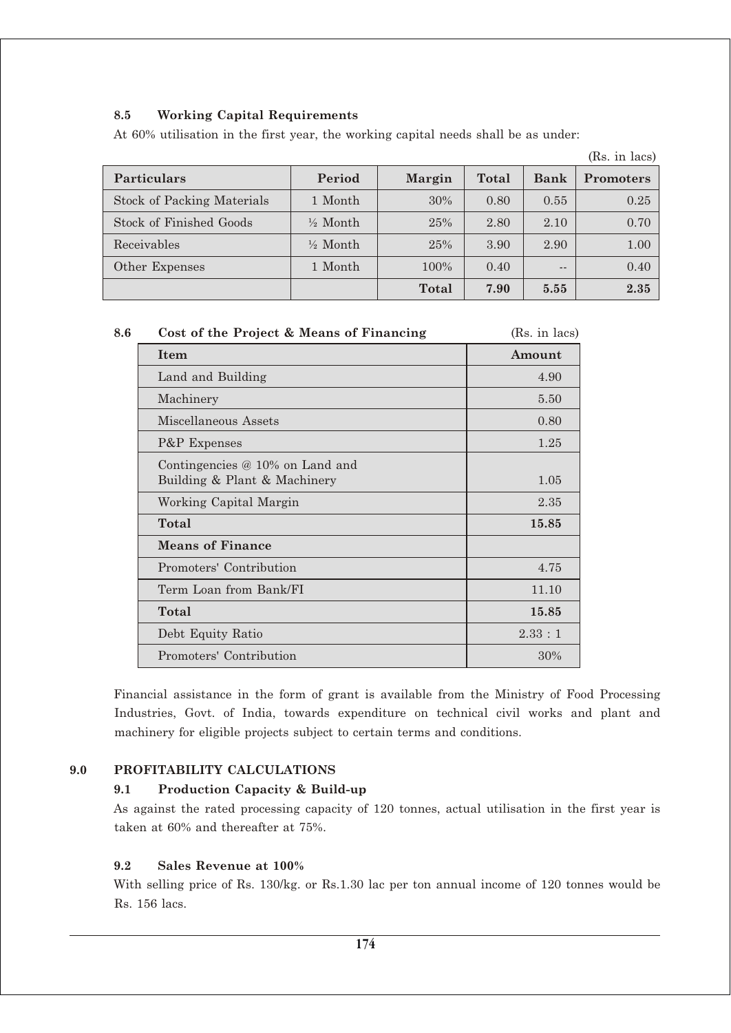### 8.5 Working Capital Requirements

At 60% utilisation in the first year, the working capital needs shall be as under:

(Rs. in lacs)

| Particulars | Period | Margin | Total | Bank | Promoters |
|---|---|---|---|---|---|
| Stock of Packing Materials | 1 Month | 30% | 0.80 | 0.55 | 0.25 |
| Stock of Finished Goods | ½ Month | 25% | 2.80 | 2.10 | 0.70 |
| Receivables | ½ Month | 25% | 3.90 | 2.90 | 1.00 |
| Other Expenses | 1 Month | 100% | 0.40 | -- | 0.40 |
| | | **Total** | **7.90** | **5.55** | **2.35** |

### 8.6 Cost of the Project & Means of Financing

(Rs. in lacs)

| Item | Amount |
|---|---|
| Land and Building | 4.90 |
| Machinery | 5.50 |
| Miscellaneous Assets | 0.80 |
| P&P Expenses | 1.25 |
| Contingencies @ 10% on Land and Building & Plant & Machinery | 1.05 |
| Working Capital Margin | 2.35 |
| **Total** | **15.85** |
| **Means of Finance** | |
| Promoters' Contribution | 4.75 |
| Term Loan from Bank/FI | 11.10 |
| **Total** | **15.85** |
| Debt Equity Ratio | 2.33 : 1 |
| Promoters' Contribution | 30% |

Financial assistance in the form of grant is available from the Ministry of Food Processing Industries, Govt. of India, towards expenditure on technical civil works and plant and machinery for eligible projects subject to certain terms and conditions.

## 9.0 PROFITABILITY CALCULATIONS

### 9.1 Production Capacity & Build-up

As against the rated processing capacity of 120 tonnes, actual utilisation in the first year is taken at 60% and thereafter at 75%.

### 9.2 Sales Revenue at 100%

With selling price of Rs. 130/kg. or Rs.1.30 lac per ton annual income of 120 tonnes would be Rs. 156 lacs.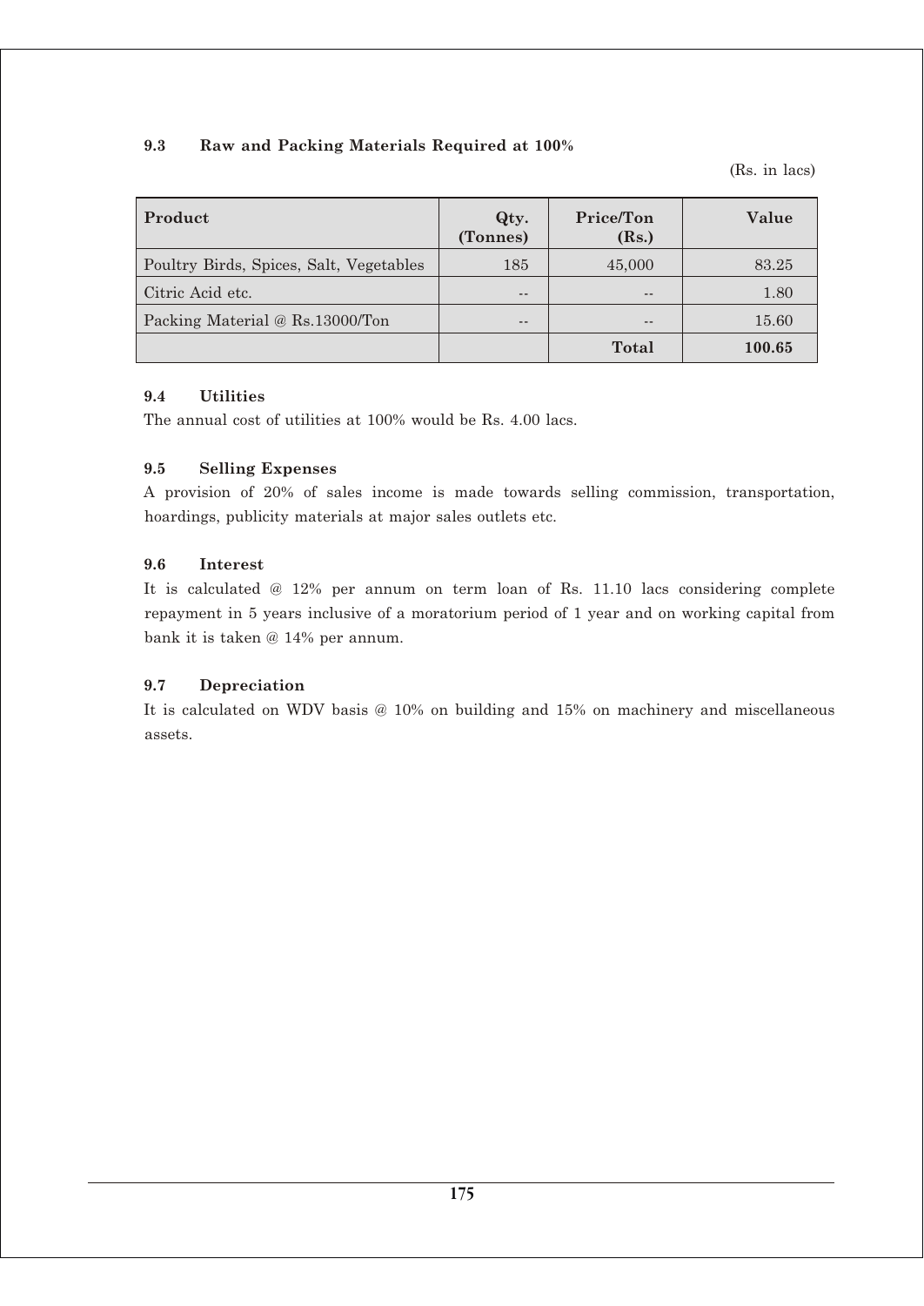### 9.3 Raw and Packing Materials Required at 100%

(Rs. in lacs)

| Product | Qty. (Tonnes) | Price/Ton (Rs.) | Value |
|---|---|---|---|
| Poultry Birds, Spices, Salt, Vegetables | 185 | 45,000 | 83.25 |
| Citric Acid etc. | -- | -- | 1.80 |
| Packing Material @ Rs.13000/Ton | -- | -- | 15.60 |
| | | **Total** | **100.65** |

### 9.4 Utilities

The annual cost of utilities at 100% would be Rs. 4.00 lacs.

### 9.5 Selling Expenses

A provision of 20% of sales income is made towards selling commission, transportation, hoardings, publicity materials at major sales outlets etc.

### 9.6 Interest

It is calculated @ 12% per annum on term loan of Rs. 11.10 lacs considering complete repayment in 5 years inclusive of a moratorium period of 1 year and on working capital from bank it is taken @ 14% per annum.

### 9.7 Depreciation

It is calculated on WDV basis @ 10% on building and 15% on machinery and miscellaneous assets.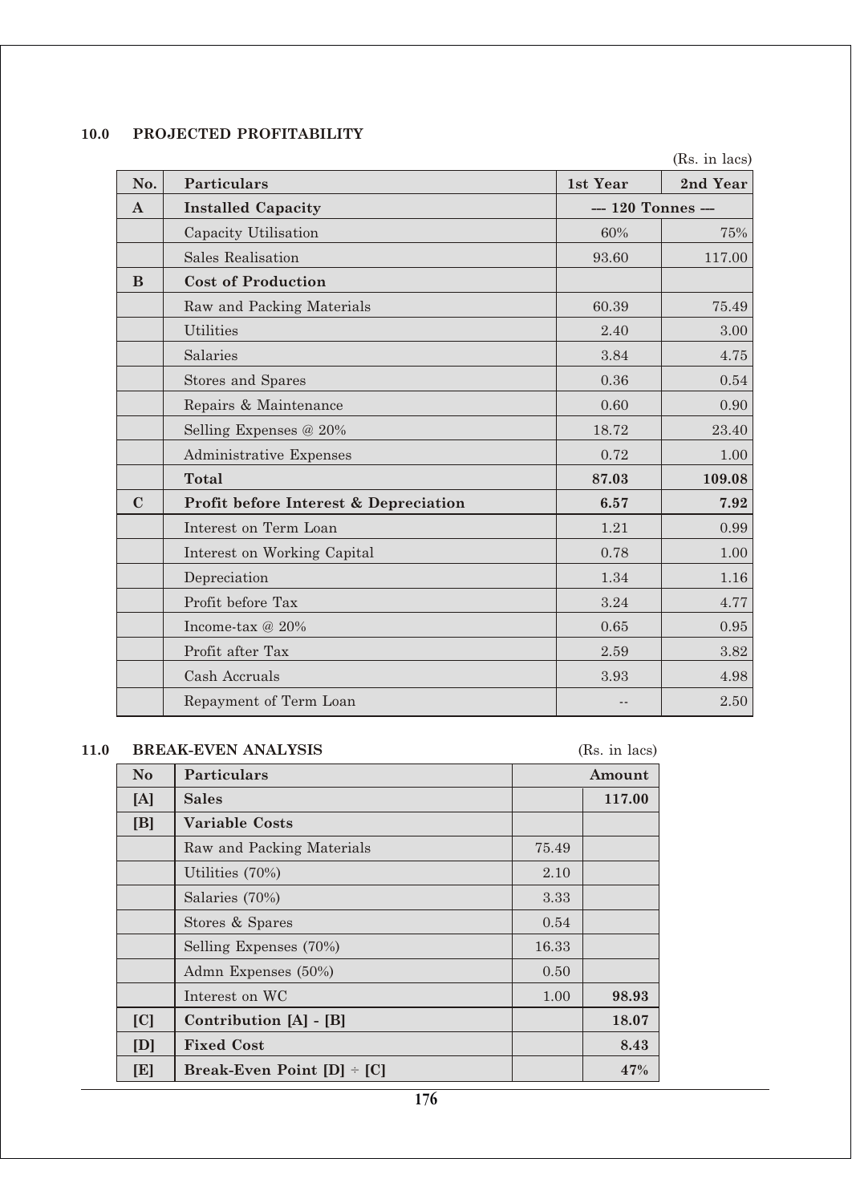## 10.0 PROJECTED PROFITABILITY

(Rs. in lacs)

| No. | Particulars | 1st Year | 2nd Year |
|---|---|---|---|
| **A** | **Installed Capacity** | --- 120 Tonnes --- | |
| | Capacity Utilisation | 60% | 75% |
| | Sales Realisation | 93.60 | 117.00 |
| **B** | **Cost of Production** | | |
| | Raw and Packing Materials | 60.39 | 75.49 |
| | Utilities | 2.40 | 3.00 |
| | Salaries | 3.84 | 4.75 |
| | Stores and Spares | 0.36 | 0.54 |
| | Repairs & Maintenance | 0.60 | 0.90 |
| | Selling Expenses @ 20% | 18.72 | 23.40 |
| | Administrative Expenses | 0.72 | 1.00 |
| | **Total** | **87.03** | **109.08** |
| **C** | **Profit before Interest & Depreciation** | **6.57** | **7.92** |
| | Interest on Term Loan | 1.21 | 0.99 |
| | Interest on Working Capital | 0.78 | 1.00 |
| | Depreciation | 1.34 | 1.16 |
| | Profit before Tax | 3.24 | 4.77 |
| | Income-tax @ 20% | 0.65 | 0.95 |
| | Profit after Tax | 2.59 | 3.82 |
| | Cash Accruals | 3.93 | 4.98 |
| | Repayment of Term Loan | -- | 2.50 |

## 11.0 BREAK-EVEN ANALYSIS

(Rs. in lacs)

| No | Particulars | Amount | |
|---|---|---|---|
| **[A]** | **Sales** | | **117.00** |
| **[B]** | **Variable Costs** | | |
| | Raw and Packing Materials | 75.49 | |
| | Utilities (70%) | 2.10 | |
| | Salaries (70%) | 3.33 | |
| | Stores & Spares | 0.54 | |
| | Selling Expenses (70%) | 16.33 | |
| | Admn Expenses (50%) | 0.50 | |
| | Interest on WC | 1.00 | **98.93** |
| **[C]** | **Contribution [A] - [B]** | | **18.07** |
| **[D]** | **Fixed Cost** | | **8.43** |
| **[E]** | **Break-Even Point [D] ÷ [C]** | | **47%** |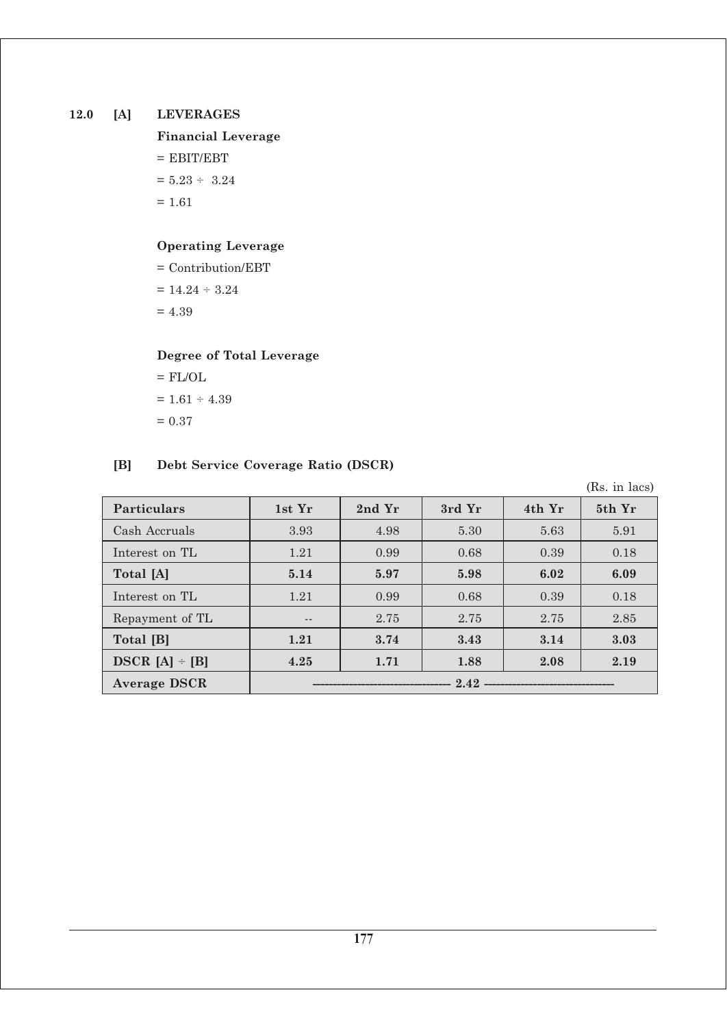## 12.0 [A] LEVERAGES

**Financial Leverage**

= EBIT/EBT

= 5.23 ÷ 3.24

= 1.61

**Operating Leverage**

= Contribution/EBT

= 14.24 ÷ 3.24

= 4.39

**Degree of Total Leverage**

= FL/OL

= 1.61 ÷ 4.39

= 0.37

## [B] Debt Service Coverage Ratio (DSCR)

(Rs. in lacs)

| Particulars | 1st Yr | 2nd Yr | 3rd Yr | 4th Yr | 5th Yr |
|---|---|---|---|---|---|
| Cash Accruals | 3.93 | 4.98 | 5.30 | 5.63 | 5.91 |
| Interest on TL | 1.21 | 0.99 | 0.68 | 0.39 | 0.18 |
| **Total [A]** | **5.14** | **5.97** | **5.98** | **6.02** | **6.09** |
| Interest on TL | 1.21 | 0.99 | 0.68 | 0.39 | 0.18 |
| Repayment of TL | -- | 2.75 | 2.75 | 2.75 | 2.85 |
| **Total [B]** | **1.21** | **3.74** | **3.43** | **3.14** | **3.03** |
| **DSCR [A] ÷ [B]** | **4.25** | **1.71** | **1.88** | **2.08** | **2.19** |
| **Average DSCR** | ---------------------------------- **2.42** -------------------------------- | | | | |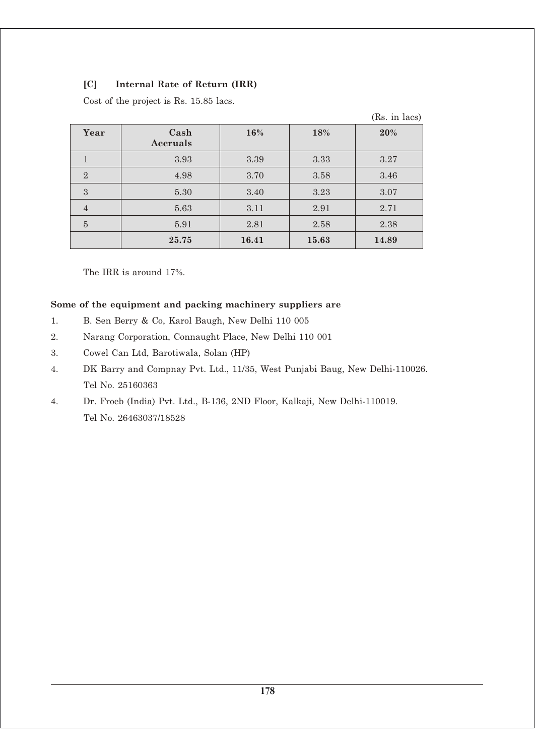### [C] Internal Rate of Return (IRR)

Cost of the project is Rs. 15.85 lacs.

(Rs. in lacs)

| Year | Cash Accruals | 16% | 18% | 20% |
|---|---|---|---|---|
| 1 | 3.93 | 3.39 | 3.33 | 3.27 |
| 2 | 4.98 | 3.70 | 3.58 | 3.46 |
| 3 | 5.30 | 3.40 | 3.23 | 3.07 |
| 4 | 5.63 | 3.11 | 2.91 | 2.71 |
| 5 | 5.91 | 2.81 | 2.58 | 2.38 |
| | **25.75** | **16.41** | **15.63** | **14.89** |

The IRR is around 17%.

**Some of the equipment and packing machinery suppliers are**

1. B. Sen Berry & Co, Karol Baugh, New Delhi 110 005
2. Narang Corporation, Connaught Place, New Delhi 110 001
3. Cowel Can Ltd, Barotiwala, Solan (HP)
4. DK Barry and Compnay Pvt. Ltd., 11/35, West Punjabi Baug, New Delhi-110026.
   Tel No. 25160363
4. Dr. Froeb (India) Pvt. Ltd., B-136, 2ND Floor, Kalkaji, New Delhi-110019.
   Tel No. 26463037/18528